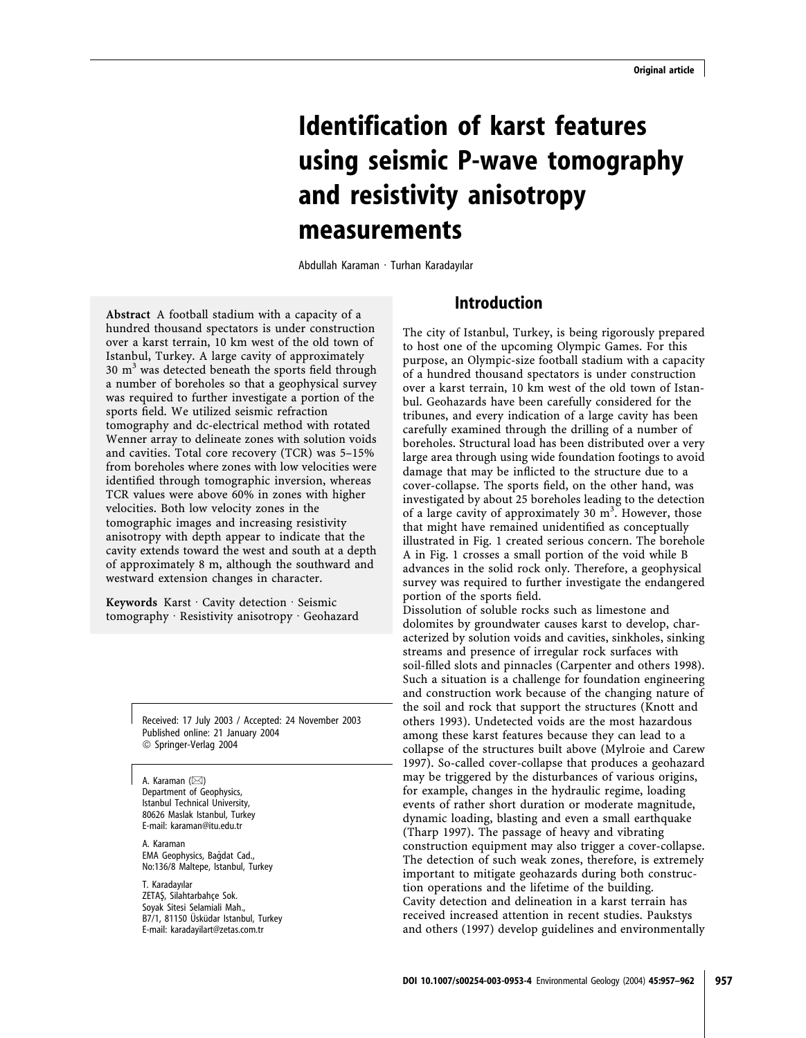Original article

# Identification of karst features using seismic P-wave tomography and resistivity anisotropy measurements

Abdullah Karaman · Turhan Karadayılar

**Abstract** A football stadium with a capacity of a hundred thousand spectators is under construction over a karst terrain, 10 km west of the old town of Istanbul, Turkey. A large cavity of approximately 30 $m^3$ was detected beneath the sports field through a number of boreholes so that a geophysical survey was required to further investigate a portion of the sports field. We utilized seismic refraction tomography and dc-electrical method with rotated Wenner array to delineate zones with solution voids and cavities. Total core recovery (TCR) was 5–15% from boreholes where zones with low velocities were identified through tomographic inversion, whereas TCR values were above 60% in zones with higher velocities. Both low velocity zones in the tomographic images and increasing resistivity anisotropy with depth appear to indicate that the cavity extends toward the west and south at a depth of approximately 8 m, although the southward and westward extension changes in character.

**Keywords** Karst · Cavity detection · Seismic tomography · Resistivity anisotropy · Geohazard

Received: 17 July 2003 / Accepted: 24 November 2003
Published online: 21 January 2004
© Springer-Verlag 2004

A. Karaman (✉)
Department of Geophysics,
Istanbul Technical University,
80626 Maslak Istanbul, Turkey
E-mail: karaman@itu.edu.tr

A. Karaman
EMA Geophysics, Bağdat Cad.,
No:136/8 Maltepe, Istanbul, Turkey

T. Karadayılar
ZETAŞ, Silahtarbahçe Sok.
Soyak Sitesi Selamiali Mah.,
B7/1, 81150 Üsküdar Istanbul, Turkey
E-mail: karadayilart@zetas.com.tr

## Introduction

The city of Istanbul, Turkey, is being rigorously prepared to host one of the upcoming Olympic Games. For this purpose, an Olympic-size football stadium with a capacity of a hundred thousand spectators is under construction over a karst terrain, 10 km west of the old town of Istanbul. Geohazards have been carefully considered for the tribunes, and every indication of a large cavity has been carefully examined through the drilling of a number of boreholes. Structural load has been distributed over a very large area through using wide foundation footings to avoid damage that may be inflicted to the structure due to a cover-collapse. The sports field, on the other hand, was investigated by about 25 boreholes leading to the detection of a large cavity of approximately 30 $m^3$. However, those that might have remained unidentified as conceptually illustrated in Fig. 1 created serious concern. The borehole A in Fig. 1 crosses a small portion of the void while B advances in the solid rock only. Therefore, a geophysical survey was required to further investigate the endangered portion of the sports field.

Dissolution of soluble rocks such as limestone and dolomites by groundwater causes karst to develop, characterized by solution voids and cavities, sinkholes, sinking streams and presence of irregular rock surfaces with soil-filled slots and pinnacles (Carpenter and others 1998). Such a situation is a challenge for foundation engineering and construction work because of the changing nature of the soil and rock that support the structures (Knott and others 1993). Undetected voids are the most hazardous among these karst features because they can lead to a collapse of the structures built above (Mylroie and Carew 1997). So-called cover-collapse that produces a geohazard may be triggered by the disturbances of various origins, for example, changes in the hydraulic regime, loading events of rather short duration or moderate magnitude, dynamic loading, blasting and even a small earthquake (Tharp 1997). The passage of heavy and vibrating construction equipment may also trigger a cover-collapse. The detection of such weak zones, therefore, is extremely important to mitigate geohazards during both construction operations and the lifetime of the building.

Cavity detection and delineation in a karst terrain has received increased attention in recent studies. Paukstys and others (1997) develop guidelines and environmentally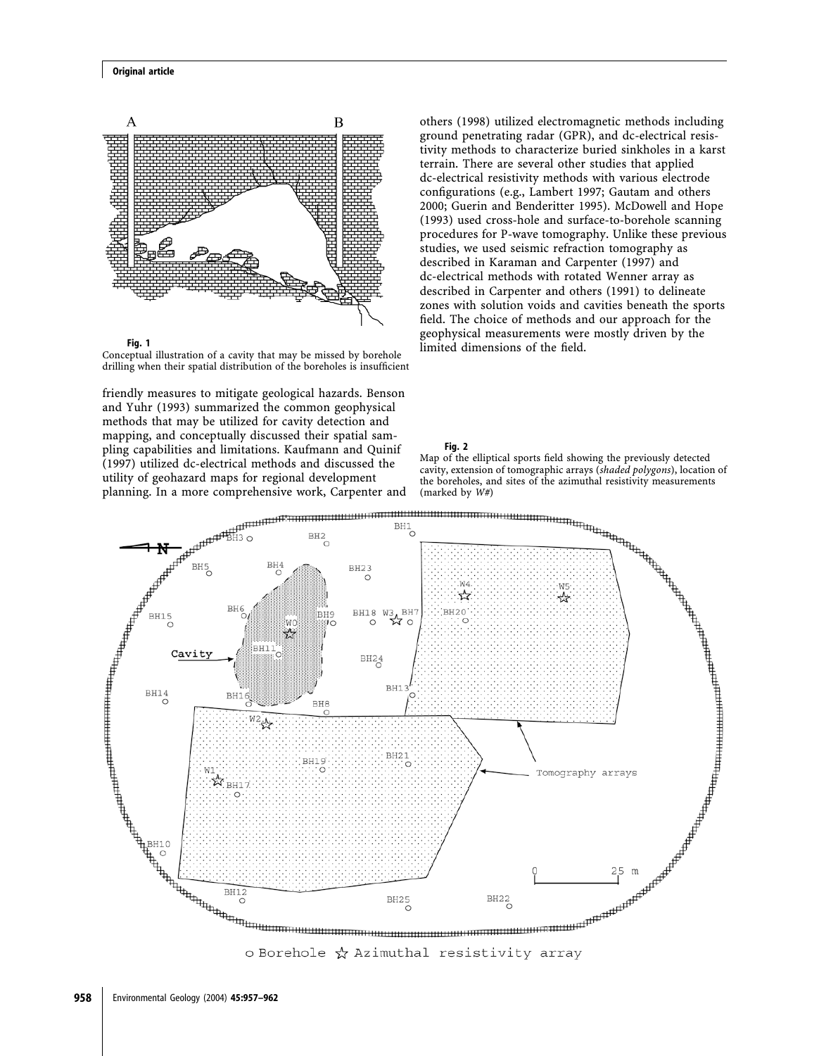Fig. 1

Conceptual illustration of a cavity that may be missed by borehole drilling when their spatial distribution of the boreholes is insufficient

friendly measures to mitigate geological hazards. Benson and Yuhr (1993) summarized the common geophysical methods that may be utilized for cavity detection and mapping, and conceptually discussed their spatial sampling capabilities and limitations. Kaufmann and Quinif (1997) utilized dc-electrical methods and discussed the utility of geohazard maps for regional development planning. In a more comprehensive work, Carpenter and others (1998) utilized electromagnetic methods including ground penetrating radar (GPR), and dc-electrical resistivity methods to characterize buried sinkholes in a karst terrain. There are several other studies that applied dc-electrical resistivity methods with various electrode configurations (e.g., Lambert 1997; Gautam and others 2000; Guerin and Benderitter 1995). McDowell and Hope (1993) used cross-hole and surface-to-borehole scanning procedures for P-wave tomography. Unlike these previous studies, we used seismic refraction tomography as described in Karaman and Carpenter (1997) and dc-electrical methods with rotated Wenner array as described in Carpenter and others (1991) to delineate zones with solution voids and cavities beneath the sports field. The choice of methods and our approach for the geophysical measurements were mostly driven by the limited dimensions of the field.

Fig. 2

Map of the elliptical sports field showing the previously detected cavity, extension of tomographic arrays (*shaded polygons*), location of the boreholes, and sites of the azimuthal resistivity measurements (marked by *W#*)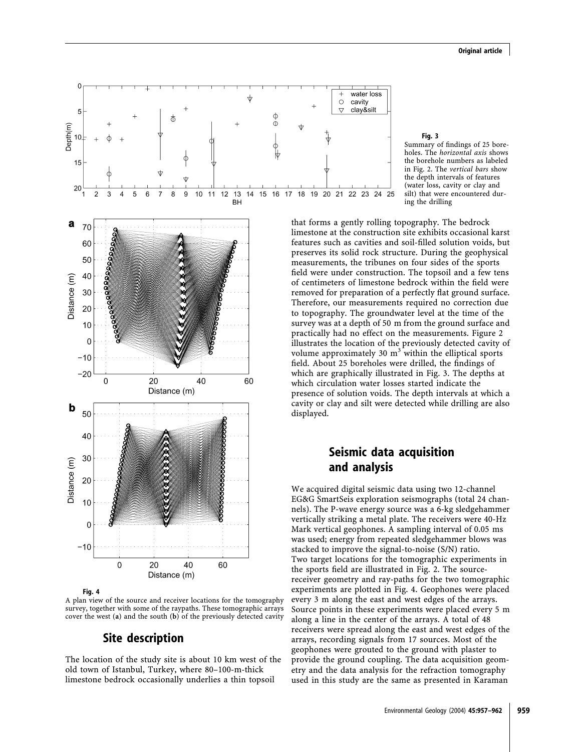**Fig. 3**
Summary of findings of 25 boreholes. The *horizontal axis* shows the borehole numbers as labeled in Fig. 2. The *vertical bars* show the depth intervals of features (water loss, cavity or clay and silt) that were encountered during the drilling

**Fig. 4**
A plan view of the source and receiver locations for the tomography survey, together with some of the raypaths. These tomographic arrays cover the west (**a**) and the south (**b**) of the previously detected cavity

## Site description

The location of the study site is about 10 km west of the old town of Istanbul, Turkey, where 80–100-m-thick limestone bedrock occasionally underlies a thin topsoil that forms a gently rolling topography. The bedrock limestone at the construction site exhibits occasional karst features such as cavities and soil-filled solution voids, but preserves its solid rock structure. During the geophysical measurements, the tribunes on four sides of the sports field were under construction. The topsoil and a few tens of centimeters of limestone bedrock within the field were removed for preparation of a perfectly flat ground surface. Therefore, our measurements required no correction due to topography. The groundwater level at the time of the survey was at a depth of 50 m from the ground surface and practically had no effect on the measurements. Figure 2 illustrates the location of the previously detected cavity of volume approximately 30 $m^3$ within the elliptical sports field. About 25 boreholes were drilled, the findings of which are graphically illustrated in Fig. 3. The depths at which circulation water losses started indicate the presence of solution voids. The depth intervals at which a cavity or clay and silt were detected while drilling are also displayed.

## Seismic data acquisition and analysis

We acquired digital seismic data using two 12-channel EG&G SmartSeis exploration seismographs (total 24 channels). The P-wave energy source was a 6-kg sledgehammer vertically striking a metal plate. The receivers were 40-Hz Mark vertical geophones. A sampling interval of 0.05 ms was used; energy from repeated sledgehammer blows was stacked to improve the signal-to-noise (S/N) ratio.
Two target locations for the tomographic experiments in the sports field are illustrated in Fig. 2. The source-receiver geometry and ray-paths for the two tomographic experiments are plotted in Fig. 4. Geophones were placed every 3 m along the east and west edges of the arrays. Source points in these experiments were placed every 5 m along a line in the center of the arrays. A total of 48 receivers were spread along the east and west edges of the arrays, recording signals from 17 sources. Most of the geophones were grouted to the ground with plaster to provide the ground coupling. The data acquisition geometry and the data analysis for the refraction tomography used in this study are the same as presented in Karaman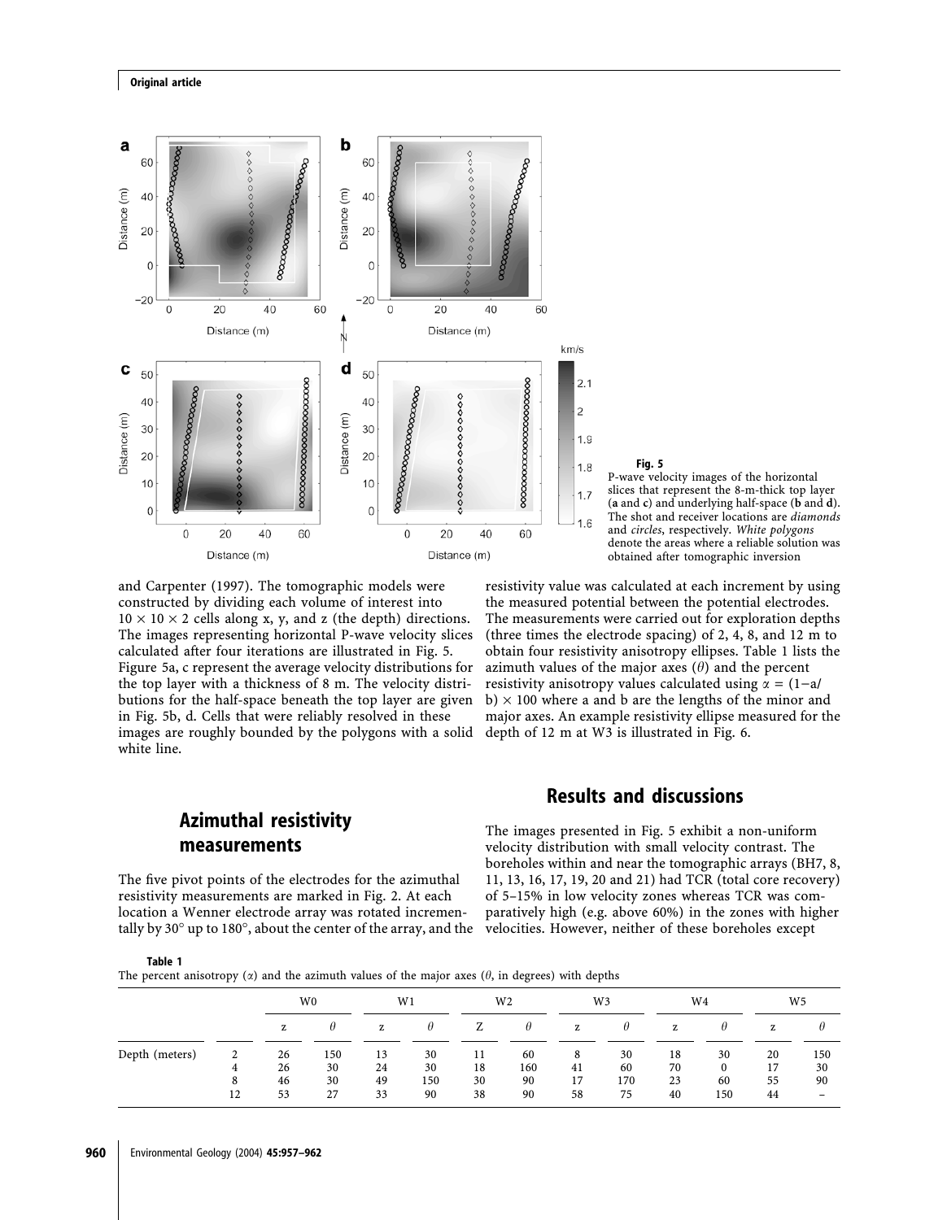**Fig. 5**
P-wave velocity images of the horizontal slices that represent the 8-m-thick top layer (**a** and **c**) and underlying half-space (**b** and **d**). The shot and receiver locations are *diamonds* and *circles*, respectively. *White polygons* denote the areas where a reliable solution was obtained after tomographic inversion

and Carpenter (1997). The tomographic models were constructed by dividing each volume of interest into $10 \times 10 \times 2$ cells along x, y, and z (the depth) directions. The images representing horizontal P-wave velocity slices calculated after four iterations are illustrated in Fig. 5. Figure 5a, c represent the average velocity distributions for the top layer with a thickness of 8 m. The velocity distributions for the half-space beneath the top layer are given in Fig. 5b, d. Cells that were reliably resolved in these images are roughly bounded by the polygons with a solid white line.

## Azimuthal resistivity measurements

The five pivot points of the electrodes for the azimuthal resistivity measurements are marked in Fig. 2. At each location a Wenner electrode array was rotated incrementally by 30° up to 180°, about the center of the array, and the resistivity value was calculated at each increment by using the measured potential between the potential electrodes. The measurements were carried out for exploration depths (three times the electrode spacing) of 2, 4, 8, and 12 m to obtain four resistivity anisotropy ellipses. Table 1 lists the azimuth values of the major axes ($\theta$) and the percent resistivity anisotropy values calculated using $\alpha = (1 - a/b) \times 100$ where a and b are the lengths of the minor and major axes. An example resistivity ellipse measured for the depth of 12 m at W3 is illustrated in Fig. 6.

## Results and discussions

The images presented in Fig. 5 exhibit a non-uniform velocity distribution with small velocity contrast. The boreholes within and near the tomographic arrays (BH7, 8, 11, 13, 16, 17, 19, 20 and 21) had TCR (total core recovery) of 5–15% in low velocity zones whereas TCR was comparatively high (e.g. above 60%) in the zones with higher velocities. However, neither of these boreholes except

**Table 1**
The percent anisotropy ($\alpha$) and the azimuth values of the major axes ($\theta$, in degrees) with depths

| | | W0 | | W1 | | W2 | | W3 | | W4 | | W5 | |
|---|---|---|---|---|---|---|---|---|---|---|---|---|---|
| | | z | $\theta$ | z | $\theta$ | Z | $\theta$ | z | $\theta$ | z | $\theta$ | z | $\theta$ |
| Depth (meters) | 2 | 26 | 150 | 13 | 30 | 11 | 60 | 8 | 30 | 18 | 30 | 20 | 150 |
| | 4 | 26 | 30 | 24 | 30 | 18 | 160 | 41 | 60 | 70 | 0 | 17 | 30 |
| | 8 | 46 | 30 | 49 | 150 | 30 | 90 | 17 | 170 | 23 | 60 | 55 | 90 |
| | 12 | 53 | 27 | 33 | 90 | 38 | 90 | 58 | 75 | 40 | 150 | 44 | – |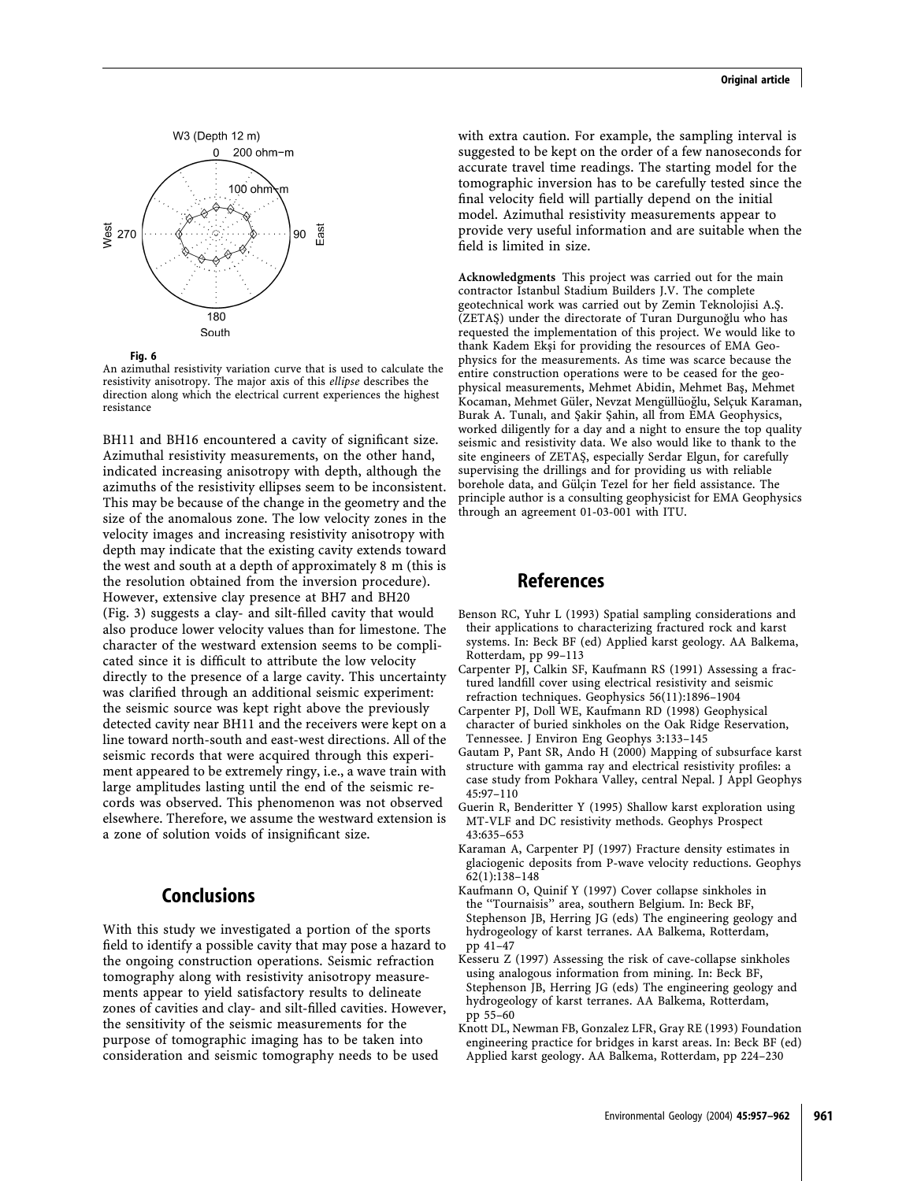**Fig. 6**
An azimuthal resistivity variation curve that is used to calculate the resistivity anisotropy. The major axis of this *ellipse* describes the direction along which the electrical current experiences the highest resistance

BH11 and BH16 encountered a cavity of significant size. Azimuthal resistivity measurements, on the other hand, indicated increasing anisotropy with depth, although the azimuths of the resistivity ellipses seem to be inconsistent. This may be because of the change in the geometry and the size of the anomalous zone. The low velocity zones in the velocity images and increasing resistivity anisotropy with depth may indicate that the existing cavity extends toward the west and south at a depth of approximately 8 m (this is the resolution obtained from the inversion procedure). However, extensive clay presence at BH7 and BH20 (Fig. 3) suggests a clay- and silt-filled cavity that would also produce lower velocity values than for limestone. The character of the westward extension seems to be complicated since it is difficult to attribute the low velocity directly to the presence of a large cavity. This uncertainty was clarified through an additional seismic experiment: the seismic source was kept right above the previously detected cavity near BH11 and the receivers were kept on a line toward north-south and east-west directions. All of the seismic records that were acquired through this experiment appeared to be extremely ringy, i.e., a wave train with large amplitudes lasting until the end of the seismic records was observed. This phenomenon was not observed elsewhere. Therefore, we assume the westward extension is a zone of solution voids of insignificant size.

## Conclusions

With this study we investigated a portion of the sports field to identify a possible cavity that may pose a hazard to the ongoing construction operations. Seismic refraction tomography along with resistivity anisotropy measurements appear to yield satisfactory results to delineate zones of cavities and clay- and silt-filled cavities. However, the sensitivity of the seismic measurements for the purpose of tomographic imaging has to be taken into consideration and seismic tomography needs to be used with extra caution. For example, the sampling interval is suggested to be kept on the order of a few nanoseconds for accurate travel time readings. The starting model for the tomographic inversion has to be carefully tested since the final velocity field will partially depend on the initial model. Azimuthal resistivity measurements appear to provide very useful information and are suitable when the field is limited in size.

**Acknowledgments** This project was carried out for the main contractor Istanbul Stadium Builders J.V. The complete geotechnical work was carried out by Zemin Teknolojisi A.Ş. (ZETAŞ) under the directorate of Turan Durgunoğlu who has requested the implementation of this project. We would like to thank Kadem Ekşi for providing the resources of EMA Geophysics for the measurements. As time was scarce because the entire construction operations were to be ceased for the geophysical measurements, Mehmet Abidin, Mehmet Baş, Mehmet Kocaman, Mehmet Güler, Nevzat Mengüllüoğlu, Selçuk Karaman, Burak A. Tunalı, and Şakir Şahin, all from EMA Geophysics, worked diligently for a day and a night to ensure the top quality seismic and resistivity data. We also would like to thank to the site engineers of ZETAŞ, especially Serdar Elgun, for carefully supervising the drillings and for providing us with reliable borehole data, and Gülçin Tezel for her field assistance. The principle author is a consulting geophysicist for EMA Geophysics through an agreement 01-03-001 with ITU.

## References

Benson RC, Yuhr L (1993) Spatial sampling considerations and their applications to characterizing fractured rock and karst systems. In: Beck BF (ed) Applied karst geology. AA Balkema, Rotterdam, pp 99–113

Carpenter PJ, Calkin SF, Kaufmann RS (1991) Assessing a fractured landfill cover using electrical resistivity and seismic refraction techniques. Geophysics 56(11):1896–1904

Carpenter PJ, Doll WE, Kaufmann RD (1998) Geophysical character of buried sinkholes on the Oak Ridge Reservation, Tennessee. J Environ Eng Geophys 3:133–145

Gautam P, Pant SR, Ando H (2000) Mapping of subsurface karst structure with gamma ray and electrical resistivity profiles: a case study from Pokhara Valley, central Nepal. J Appl Geophys 45:97–110

Guerin R, Benderitter Y (1995) Shallow karst exploration using MT-VLF and DC resistivity methods. Geophys Prospect 43:635–653

Karaman A, Carpenter PJ (1997) Fracture density estimates in glaciogenic deposits from P-wave velocity reductions. Geophys 62(1):138–148

Kaufmann O, Quinif Y (1997) Cover collapse sinkholes in the "Tournaisis" area, southern Belgium. In: Beck BF, Stephenson JB, Herring JG (eds) The engineering geology and hydrogeology of karst terranes. AA Balkema, Rotterdam, pp 41–47

Kesseru Z (1997) Assessing the risk of cave-collapse sinkholes using analogous information from mining. In: Beck BF, Stephenson JB, Herring JG (eds) The engineering geology and hydrogeology of karst terranes. AA Balkema, Rotterdam, pp 55–60

Knott DL, Newman FB, Gonzalez LFR, Gray RE (1993) Foundation engineering practice for bridges in karst areas. In: Beck BF (ed) Applied karst geology. AA Balkema, Rotterdam, pp 224–230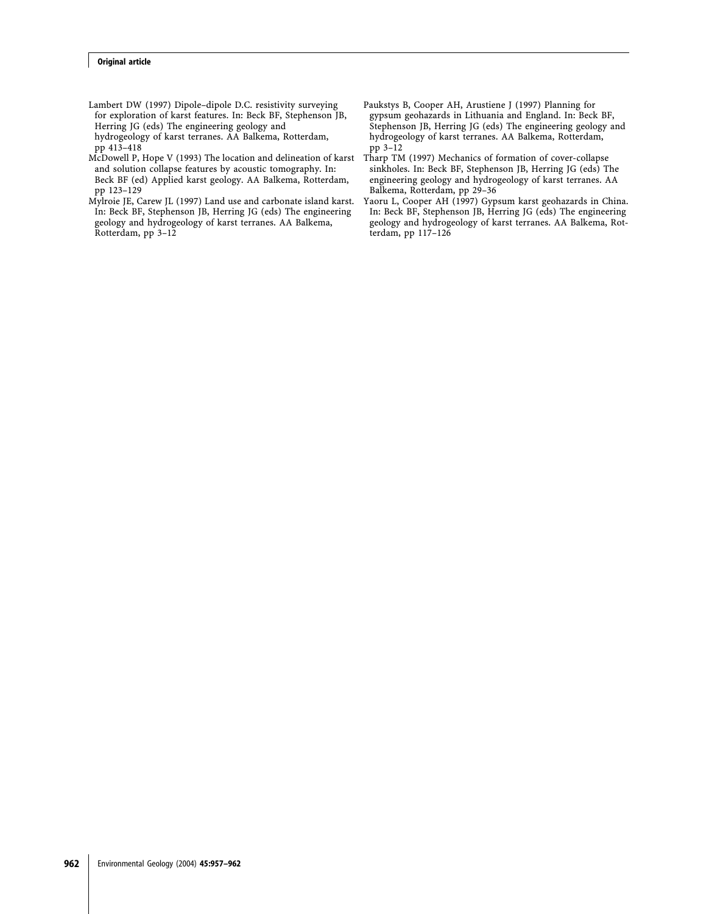Lambert DW (1997) Dipole–dipole D.C. resistivity surveying for exploration of karst features. In: Beck BF, Stephenson JB, Herring JG (eds) The engineering geology and hydrogeology of karst terranes. AA Balkema, Rotterdam, pp 413–418

McDowell P, Hope V (1993) The location and delineation of karst and solution collapse features by acoustic tomography. In: Beck BF (ed) Applied karst geology. AA Balkema, Rotterdam, pp 123–129

Mylroie JE, Carew JL (1997) Land use and carbonate island karst. In: Beck BF, Stephenson JB, Herring JG (eds) The engineering geology and hydrogeology of karst terranes. AA Balkema, Rotterdam, pp 3–12

Paukstys B, Cooper AH, Arustiene J (1997) Planning for gypsum geohazards in Lithuania and England. In: Beck BF, Stephenson JB, Herring JG (eds) The engineering geology and hydrogeology of karst terranes. AA Balkema, Rotterdam, pp 3–12

Tharp TM (1997) Mechanics of formation of cover-collapse sinkholes. In: Beck BF, Stephenson JB, Herring JG (eds) The engineering geology and hydrogeology of karst terranes. AA Balkema, Rotterdam, pp 29–36

Yaoru L, Cooper AH (1997) Gypsum karst geohazards in China. In: Beck BF, Stephenson JB, Herring JG (eds) The engineering geology and hydrogeology of karst terranes. AA Balkema, Rotterdam, pp 117–126